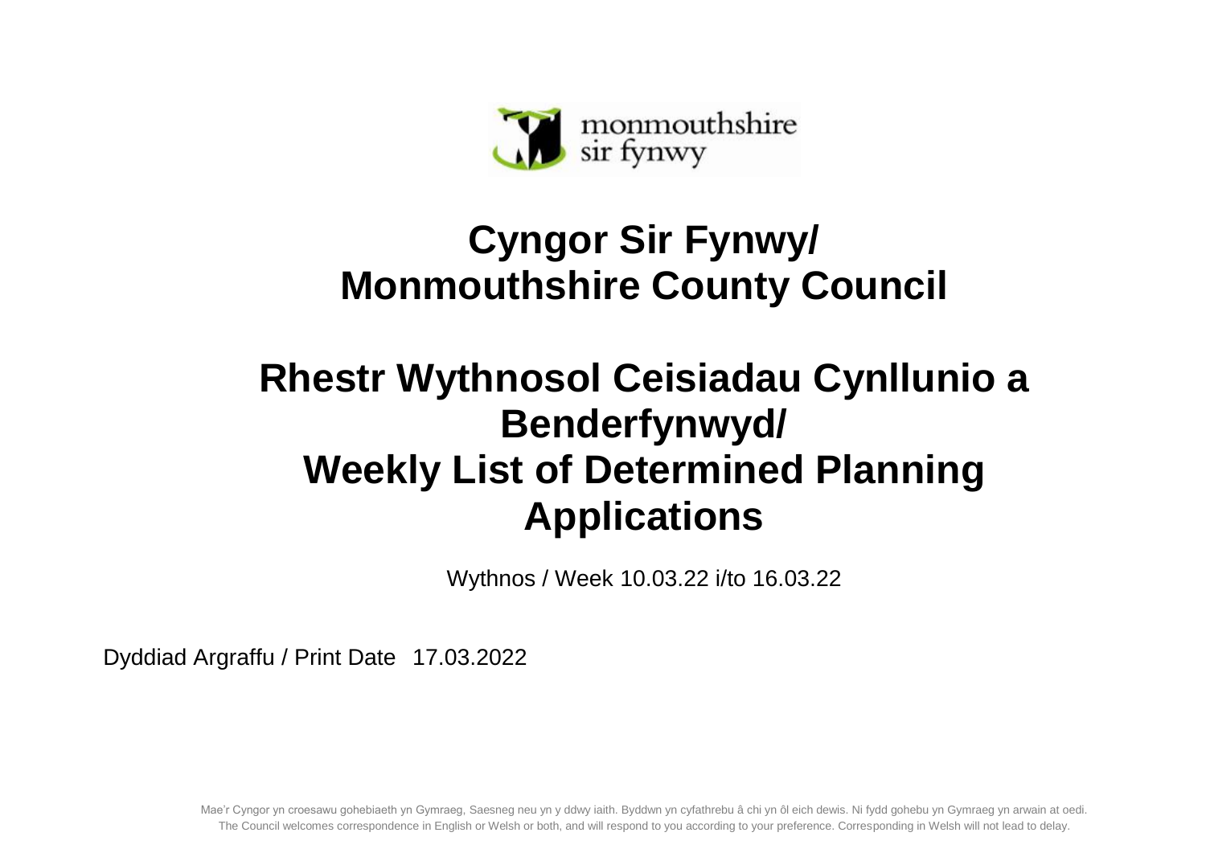monmouthshire
sir fynwy

# Cyngor Sir Fynwy/ Monmouthshire County Council

# Rhestr Wythnosol Ceisiadau Cynllunio a Benderfynwyd/ Weekly List of Determined Planning Applications

Wythnos / Week 10.03.22 i/to 16.03.22

Dyddiad Argraffu / Print Date 17.03.2022

Mae'r Cyngor yn croesawu gohebiaeth yn Gymraeg, Saesneg neu yn y ddwy iaith. Byddwn yn cyfathrebu â chi yn ôl eich dewis. Ni fydd gohebu yn Gymraeg yn arwain at oedi.
The Council welcomes correspondence in English or Welsh or both, and will respond to you according to your preference. Corresponding in Welsh will not lead to delay.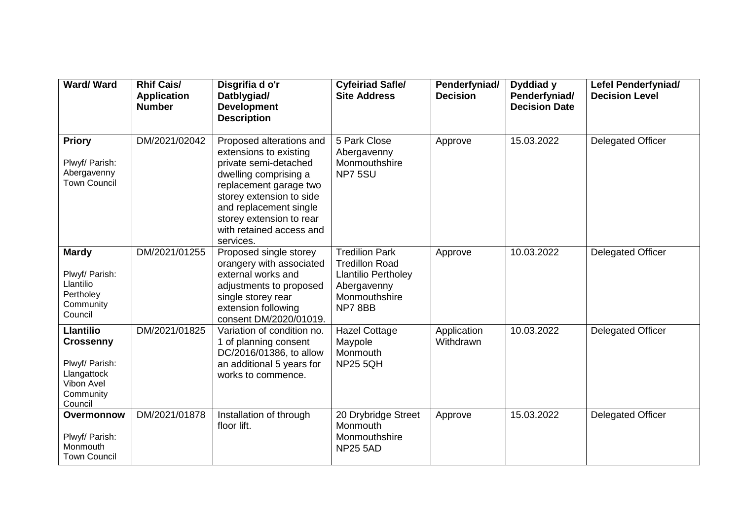| Ward/ Ward | Rhif Cais/ Application Number | Disgrifia d o'r Datblygiad/ Development Description | Cyfeiriad Safle/ Site Address | Penderfyniad/ Decision | Dyddiad y Penderfyniad/ Decision Date | Lefel Penderfyniad/ Decision Level |
|---|---|---|---|---|---|---|
| **Priory**<br><br>Plwyf/ Parish: Abergavenny Town Council | DM/2021/02042 | Proposed alterations and extensions to existing private semi-detached dwelling comprising a replacement garage two storey extension to side and replacement single storey extension to rear with retained access and services. | 5 Park Close Abergavenny Monmouthshire NP7 5SU | Approve | 15.03.2022 | Delegated Officer |
| **Mardy**<br><br>Plwyf/ Parish: Llantilio Pertholey Community Council | DM/2021/01255 | Proposed single storey orangery with associated external works and adjustments to proposed single storey rear extension following consent DM/2020/01019. | Tredilion Park Tredillon Road Llantilio Pertholey Abergavenny Monmouthshire NP7 8BB | Approve | 10.03.2022 | Delegated Officer |
| **Llantilio Crossenny**<br><br>Plwyf/ Parish: Llangattock Vibon Avel Community Council | DM/2021/01825 | Variation of condition no. 1 of planning consent DC/2016/01386, to allow an additional 5 years for works to commence. | Hazel Cottage Maypole Monmouth NP25 5QH | Application Withdrawn | 10.03.2022 | Delegated Officer |
| **Overmonnow**<br><br>Plwyf/ Parish: Monmouth Town Council | DM/2021/01878 | Installation of through floor lift. | 20 Drybridge Street Monmouth Monmouthshire NP25 5AD | Approve | 15.03.2022 | Delegated Officer |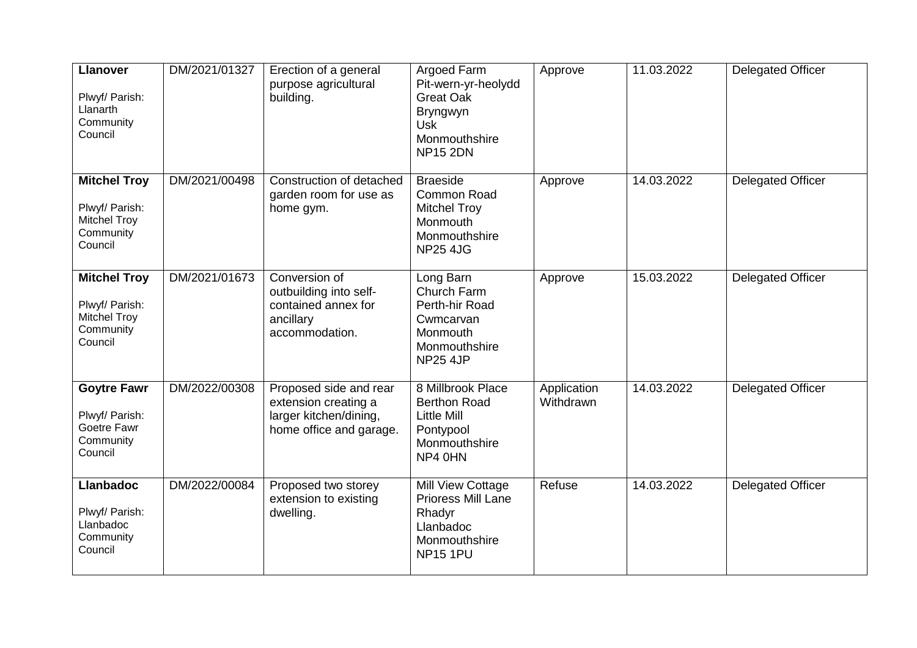| | | | | | | |
|---|---|---|---|---|---|---|
| **Llanover**<br><br>Plwyf/ Parish: Llanarth Community Council | DM/2021/01327 | Erection of a general purpose agricultural building. | Argoed Farm<br>Pit-wern-yr-heolydd<br>Great Oak<br>Bryngwyn<br>Usk<br>Monmouthshire<br>NP15 2DN | Approve | 11.03.2022 | Delegated Officer |
| **Mitchel Troy**<br><br>Plwyf/ Parish: Mitchel Troy Community Council | DM/2021/00498 | Construction of detached garden room for use as home gym. | Braeside<br>Common Road<br>Mitchel Troy<br>Monmouth<br>Monmouthshire<br>NP25 4JG | Approve | 14.03.2022 | Delegated Officer |
| **Mitchel Troy**<br><br>Plwyf/ Parish: Mitchel Troy Community Council | DM/2021/01673 | Conversion of outbuilding into self-contained annex for ancillary accommodation. | Long Barn<br>Church Farm<br>Perth-hir Road<br>Cwmcarvan<br>Monmouth<br>Monmouthshire<br>NP25 4JP | Approve | 15.03.2022 | Delegated Officer |
| **Goytre Fawr**<br><br>Plwyf/ Parish: Goetre Fawr Community Council | DM/2022/00308 | Proposed side and rear extension creating a larger kitchen/dining, home office and garage. | 8 Millbrook Place<br>Berthon Road<br>Little Mill<br>Pontypool<br>Monmouthshire<br>NP4 0HN | Application Withdrawn | 14.03.2022 | Delegated Officer |
| **Llanbadoc**<br><br>Plwyf/ Parish: Llanbadoc Community Council | DM/2022/00084 | Proposed two storey extension to existing dwelling. | Mill View Cottage<br>Prioress Mill Lane<br>Rhadyr<br>Llanbadoc<br>Monmouthshire<br>NP15 1PU | Refuse | 14.03.2022 | Delegated Officer |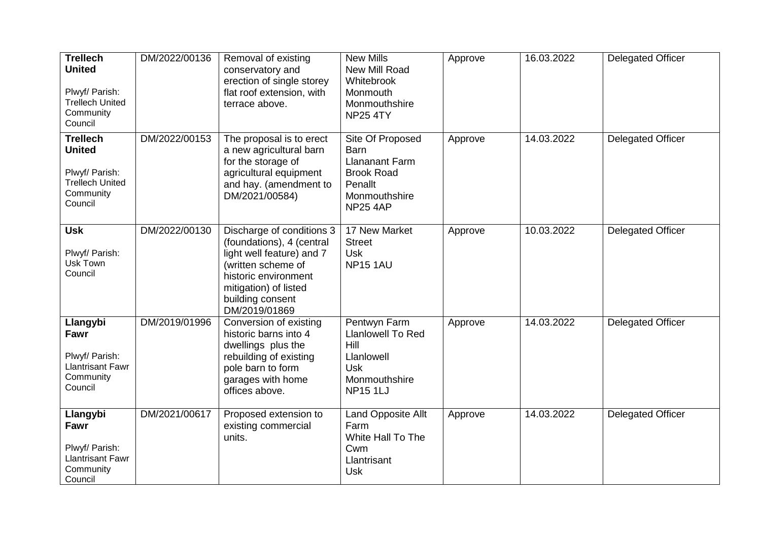| **Trellech United**<br><br>Plwyf/ Parish: Trellech United Community Council | DM/2022/00136 | Removal of existing conservatory and erection of single storey flat roof extension, with terrace above. | New Mills<br>New Mill Road<br>Whitebrook<br>Monmouth<br>Monmouthshire<br>NP25 4TY | Approve | 16.03.2022 | Delegated Officer |
|---|---|---|---|---|---|---|
| **Trellech United**<br><br>Plwyf/ Parish: Trellech United Community Council | DM/2022/00153 | The proposal is to erect a new agricultural barn for the storage of agricultural equipment and hay. (amendment to DM/2021/00584) | Site Of Proposed Barn<br>Llananant Farm<br>Brook Road<br>Penallt<br>Monmouthshire<br>NP25 4AP | Approve | 14.03.2022 | Delegated Officer |
| **Usk**<br><br>Plwyf/ Parish: Usk Town Council | DM/2022/00130 | Discharge of conditions 3 (foundations), 4 (central light well feature) and 7 (written scheme of historic environment mitigation) of listed building consent DM/2019/01869 | 17 New Market Street<br>Usk<br>NP15 1AU | Approve | 10.03.2022 | Delegated Officer |
| **Llangybi Fawr**<br><br>Plwyf/ Parish: Llantrisant Fawr Community Council | DM/2019/01996 | Conversion of existing historic barns into 4 dwellings plus the rebuilding of existing pole barn to form garages with home offices above. | Pentwyn Farm<br>Llanlowell To Red Hill<br>Llanlowell<br>Usk<br>Monmouthshire<br>NP15 1LJ | Approve | 14.03.2022 | Delegated Officer |
| **Llangybi Fawr**<br><br>Plwyf/ Parish: Llantrisant Fawr Community Council | DM/2021/00617 | Proposed extension to existing commercial units. | Land Opposite Allt Farm<br>White Hall To The Cwm<br>Llantrisant<br>Usk | Approve | 14.03.2022 | Delegated Officer |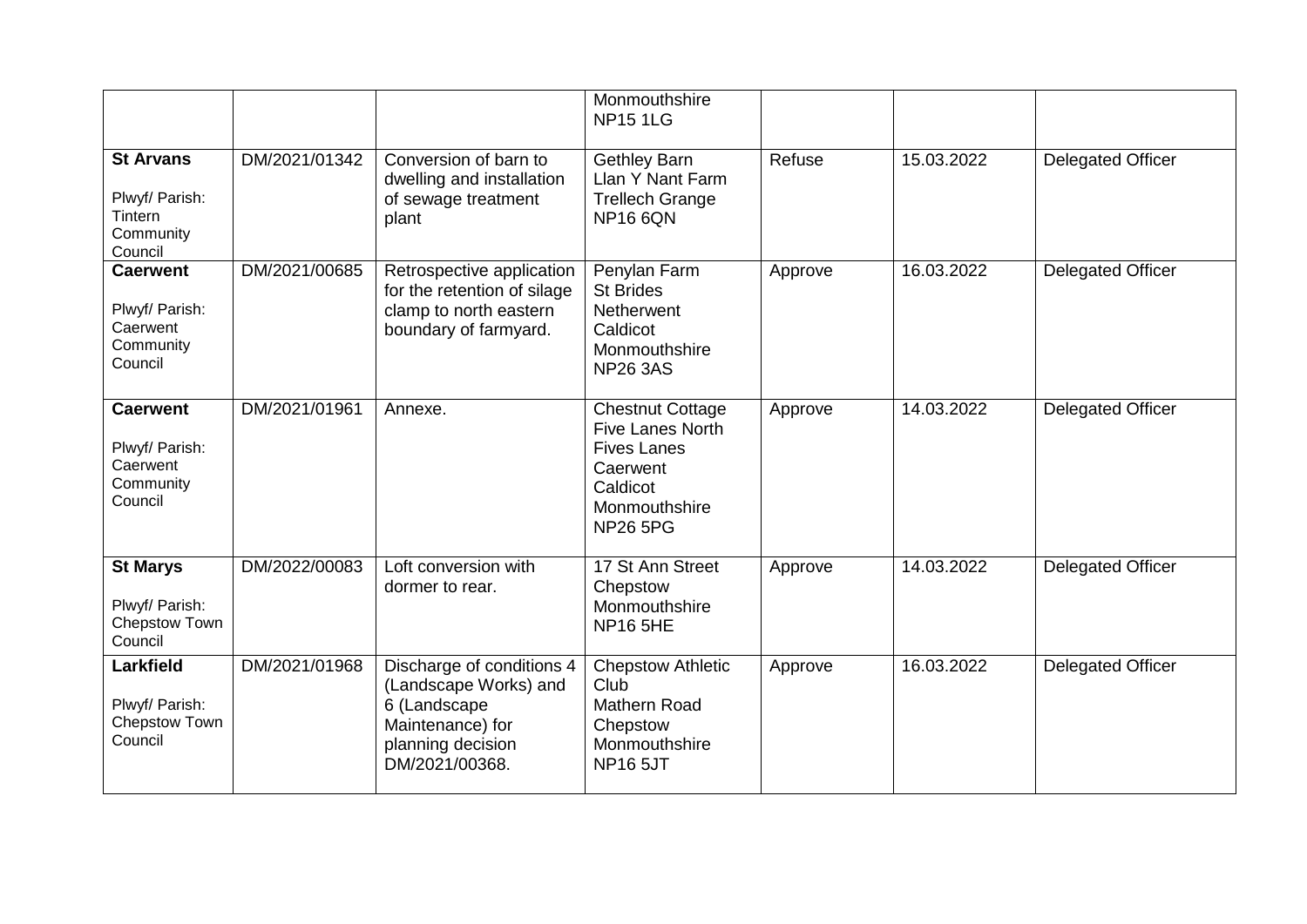| | | | Monmouthshire NP15 1LG | | | |
|---|---|---|---|---|---|---|
| **St Arvans** Plwyf/ Parish: Tintern Community Council | DM/2021/01342 | Conversion of barn to dwelling and installation of sewage treatment plant | Gethley Barn Llan Y Nant Farm Trellech Grange NP16 6QN | Refuse | 15.03.2022 | Delegated Officer |
| **Caerwent** Plwyf/ Parish: Caerwent Community Council | DM/2021/00685 | Retrospective application for the retention of silage clamp to north eastern boundary of farmyard. | Penylan Farm St Brides Netherwent Caldicot Monmouthshire NP26 3AS | Approve | 16.03.2022 | Delegated Officer |
| **Caerwent** Plwyf/ Parish: Caerwent Community Council | DM/2021/01961 | Annexe. | Chestnut Cottage Five Lanes North Fives Lanes Caerwent Caldicot Monmouthshire NP26 5PG | Approve | 14.03.2022 | Delegated Officer |
| **St Marys** Plwyf/ Parish: Chepstow Town Council | DM/2022/00083 | Loft conversion with dormer to rear. | 17 St Ann Street Chepstow Monmouthshire NP16 5HE | Approve | 14.03.2022 | Delegated Officer |
| **Larkfield** Plwyf/ Parish: Chepstow Town Council | DM/2021/01968 | Discharge of conditions 4 (Landscape Works) and 6 (Landscape Maintenance) for planning decision DM/2021/00368. | Chepstow Athletic Club Mathern Road Chepstow Monmouthshire NP16 5JT | Approve | 16.03.2022 | Delegated Officer |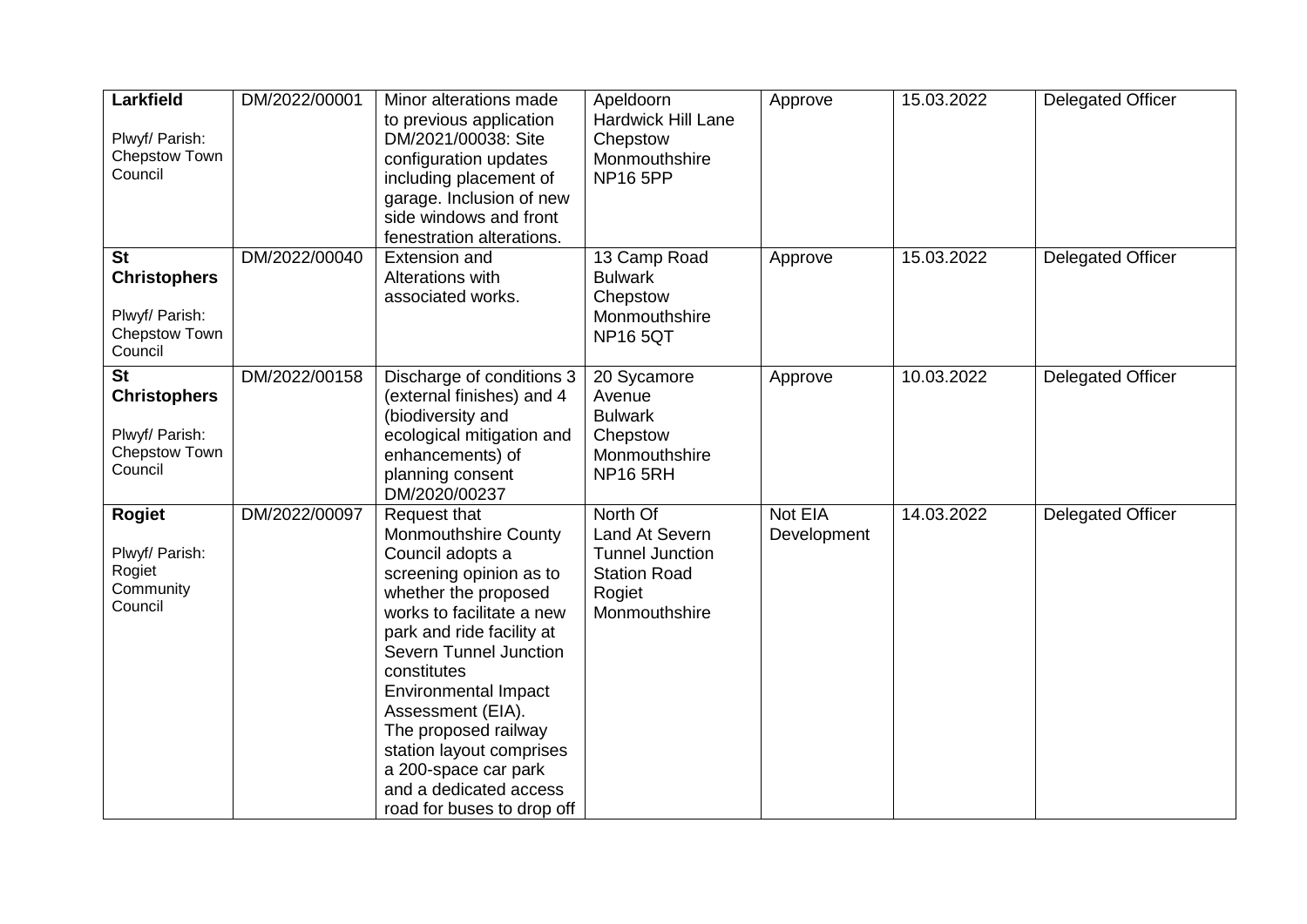| **Larkfield**<br><br>Plwyf/ Parish: Chepstow Town Council | DM/2022/00001 | Minor alterations made to previous application DM/2021/00038: Site configuration updates including placement of garage. Inclusion of new side windows and front fenestration alterations. | Apeldoorn Hardwick Hill Lane Chepstow Monmouthshire NP16 5PP | Approve | 15.03.2022 | Delegated Officer |
|---|---|---|---|---|---|---|
| **St Christophers**<br><br>Plwyf/ Parish: Chepstow Town Council | DM/2022/00040 | Extension and Alterations with associated works. | 13 Camp Road Bulwark Chepstow Monmouthshire NP16 5QT | Approve | 15.03.2022 | Delegated Officer |
| **St Christophers**<br><br>Plwyf/ Parish: Chepstow Town Council | DM/2022/00158 | Discharge of conditions 3 (external finishes) and 4 (biodiversity and ecological mitigation and enhancements) of planning consent DM/2020/00237 | 20 Sycamore Avenue Bulwark Chepstow Monmouthshire NP16 5RH | Approve | 10.03.2022 | Delegated Officer |
| **Rogiet**<br><br>Plwyf/ Parish: Rogiet Community Council | DM/2022/00097 | Request that Monmouthshire County Council adopts a screening opinion as to whether the proposed works to facilitate a new park and ride facility at Severn Tunnel Junction constitutes Environmental Impact Assessment (EIA). The proposed railway station layout comprises a 200-space car park and a dedicated access road for buses to drop off | North Of Land At Severn Tunnel Junction Station Road Rogiet Monmouthshire | Not EIA Development | 14.03.2022 | Delegated Officer |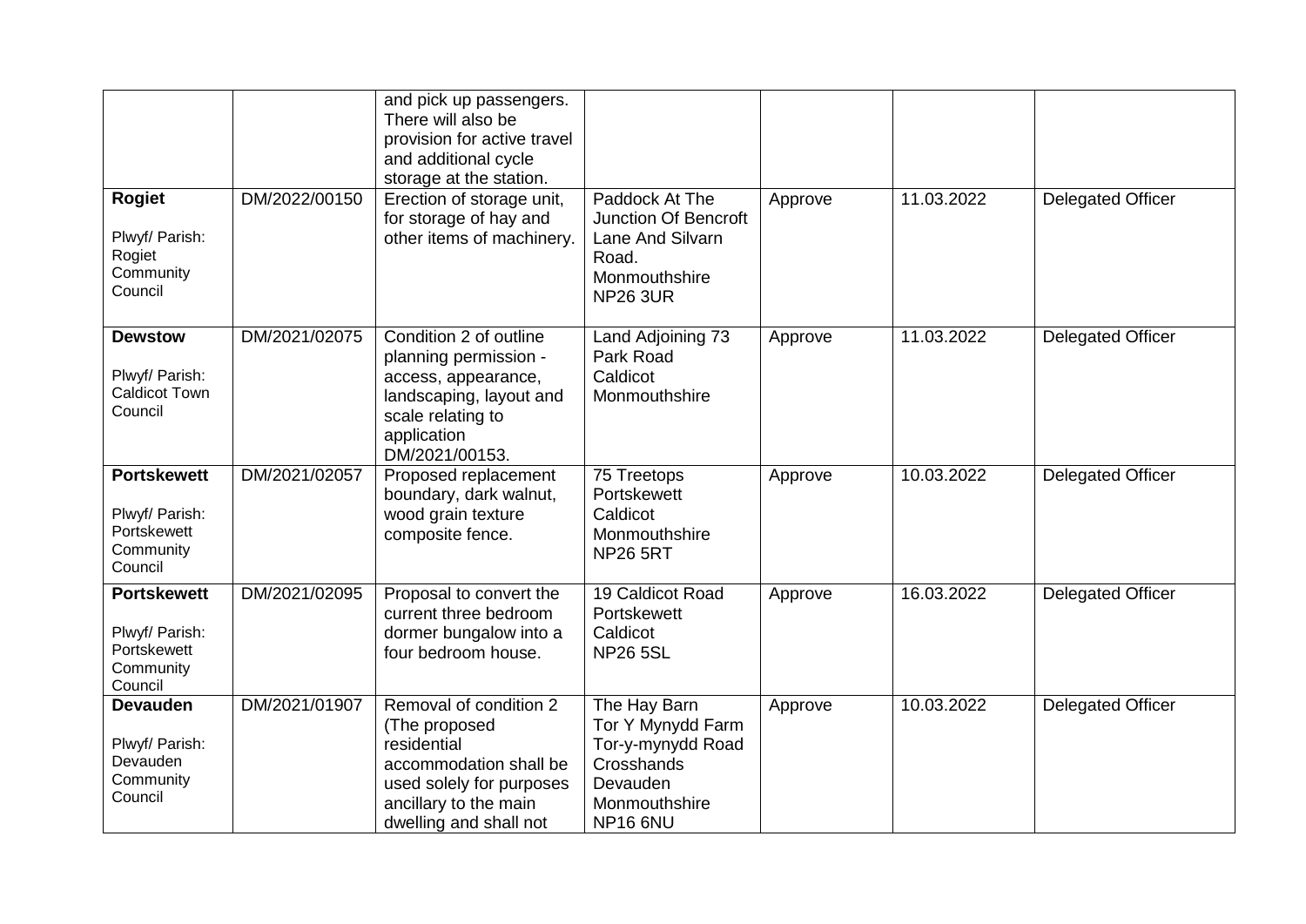| | | | | | | |
|---|---|---|---|---|---|---|
| | | and pick up passengers. There will also be provision for active travel and additional cycle storage at the station. | | | | |
| **Rogiet**<br><br>Plwyf/ Parish: Rogiet Community Council | DM/2022/00150 | Erection of storage unit, for storage of hay and other items of machinery. | Paddock At The Junction Of Bencroft Lane And Silvarn Road. Monmouthshire NP26 3UR | Approve | 11.03.2022 | Delegated Officer |
| **Dewstow**<br><br>Plwyf/ Parish: Caldicot Town Council | DM/2021/02075 | Condition 2 of outline planning permission - access, appearance, landscaping, layout and scale relating to application DM/2021/00153. | Land Adjoining 73 Park Road Caldicot Monmouthshire | Approve | 11.03.2022 | Delegated Officer |
| **Portskewett**<br><br>Plwyf/ Parish: Portskewett Community Council | DM/2021/02057 | Proposed replacement boundary, dark walnut, wood grain texture composite fence. | 75 Treetops Portskewett Caldicot Monmouthshire NP26 5RT | Approve | 10.03.2022 | Delegated Officer |
| **Portskewett**<br><br>Plwyf/ Parish: Portskewett Community Council | DM/2021/02095 | Proposal to convert the current three bedroom dormer bungalow into a four bedroom house. | 19 Caldicot Road Portskewett Caldicot NP26 5SL | Approve | 16.03.2022 | Delegated Officer |
| **Devauden**<br><br>Plwyf/ Parish: Devauden Community Council | DM/2021/01907 | Removal of condition 2 (The proposed residential accommodation shall be used solely for purposes ancillary to the main dwelling and shall not | The Hay Barn Tor Y Mynydd Farm Tor-y-mynydd Road Crosshands Devauden Monmouthshire NP16 6NU | Approve | 10.03.2022 | Delegated Officer |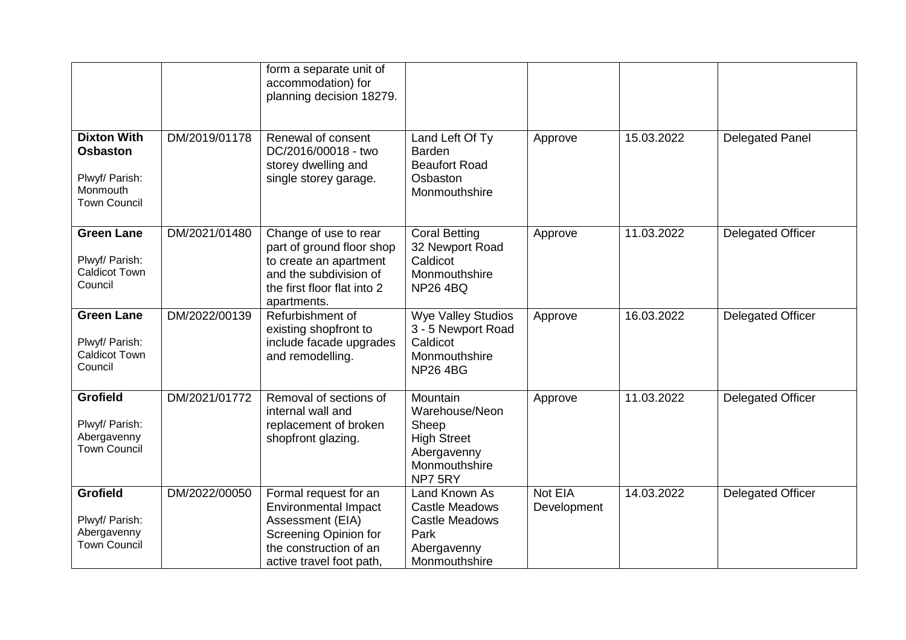| | | | | | | |
|---|---|---|---|---|---|---|
| | | form a separate unit of accommodation) for planning decision 18279. | | | | |
| **Dixton With Osbaston** Plwyf/ Parish: Monmouth Town Council | DM/2019/01178 | Renewal of consent DC/2016/00018 - two storey dwelling and single storey garage. | Land Left Of Ty Barden Beaufort Road Osbaston Monmouthshire | Approve | 15.03.2022 | Delegated Panel |
| **Green Lane** Plwyf/ Parish: Caldicot Town Council | DM/2021/01480 | Change of use to rear part of ground floor shop to create an apartment and the subdivision of the first floor flat into 2 apartments. | Coral Betting 32 Newport Road Caldicot Monmouthshire NP26 4BQ | Approve | 11.03.2022 | Delegated Officer |
| **Green Lane** Plwyf/ Parish: Caldicot Town Council | DM/2022/00139 | Refurbishment of existing shopfront to include facade upgrades and remodelling. | Wye Valley Studios 3 - 5 Newport Road Caldicot Monmouthshire NP26 4BG | Approve | 16.03.2022 | Delegated Officer |
| **Grofield** Plwyf/ Parish: Abergavenny Town Council | DM/2021/01772 | Removal of sections of internal wall and replacement of broken shopfront glazing. | Mountain Warehouse/Neon Sheep High Street Abergavenny Monmouthshire NP7 5RY | Approve | 11.03.2022 | Delegated Officer |
| **Grofield** Plwyf/ Parish: Abergavenny Town Council | DM/2022/00050 | Formal request for an Environmental Impact Assessment (EIA) Screening Opinion for the construction of an active travel foot path, | Land Known As Castle Meadows Castle Meadows Park Abergavenny Monmouthshire | Not EIA Development | 14.03.2022 | Delegated Officer |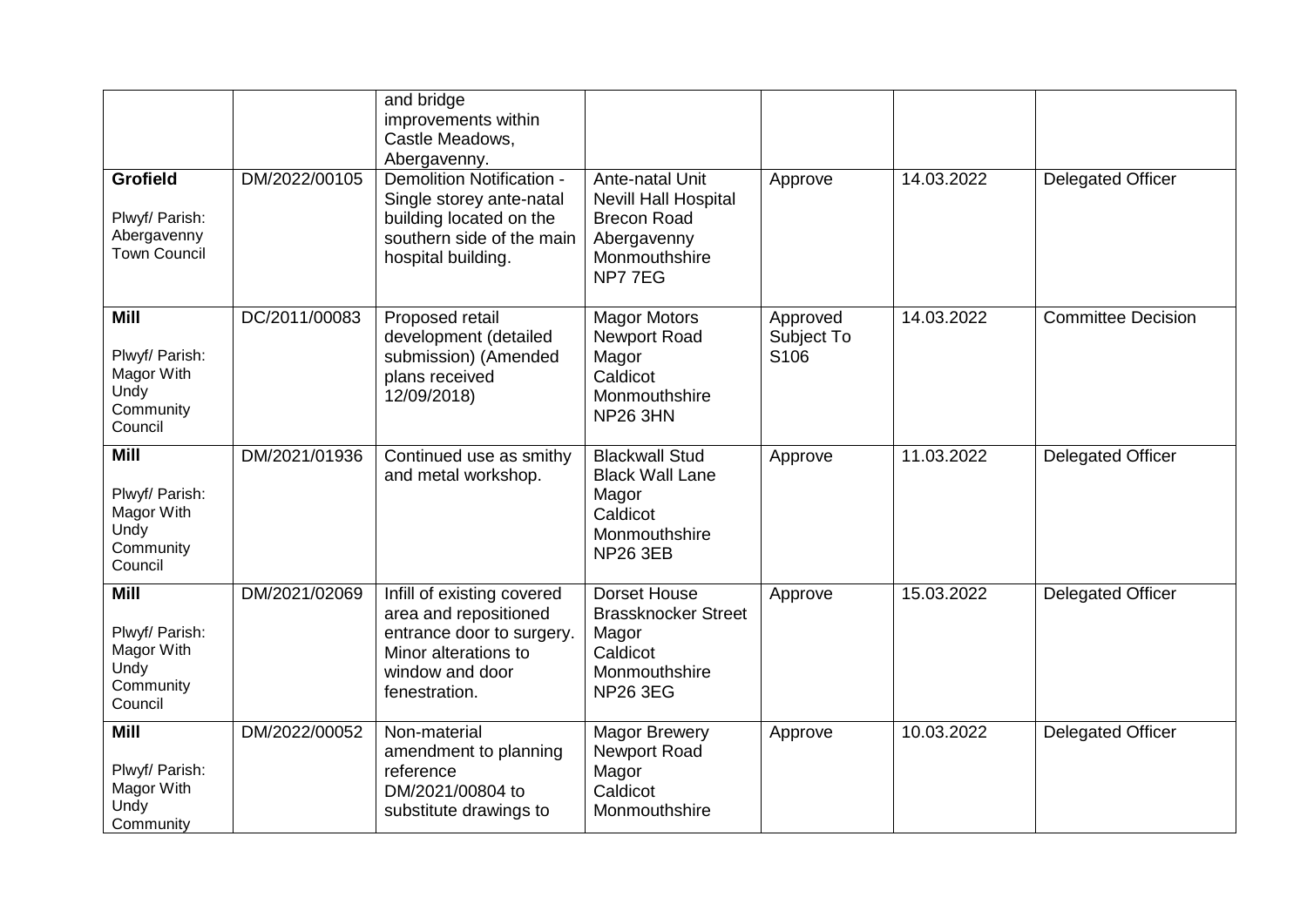| | | | | | | |
|---|---|---|---|---|---|---|
| | | and bridge improvements within Castle Meadows, Abergavenny. | | | | |
| **Grofield**<br><br>Plwyf/ Parish: Abergavenny Town Council | DM/2022/00105 | Demolition Notification - Single storey ante-natal building located on the southern side of the main hospital building. | Ante-natal Unit<br>Nevill Hall Hospital<br>Brecon Road<br>Abergavenny<br>Monmouthshire<br>NP7 7EG | Approve | 14.03.2022 | Delegated Officer |
| **Mill**<br><br>Plwyf/ Parish: Magor With Undy Community Council | DC/2011/00083 | Proposed retail development (detailed submission) (Amended plans received 12/09/2018) | Magor Motors<br>Newport Road<br>Magor<br>Caldicot<br>Monmouthshire<br>NP26 3HN | Approved Subject To S106 | 14.03.2022 | Committee Decision |
| **Mill**<br><br>Plwyf/ Parish: Magor With Undy Community Council | DM/2021/01936 | Continued use as smithy and metal workshop. | Blackwall Stud<br>Black Wall Lane<br>Magor<br>Caldicot<br>Monmouthshire<br>NP26 3EB | Approve | 11.03.2022 | Delegated Officer |
| **Mill**<br><br>Plwyf/ Parish: Magor With Undy Community Council | DM/2021/02069 | Infill of existing covered area and repositioned entrance door to surgery. Minor alterations to window and door fenestration. | Dorset House<br>Brassknocker Street<br>Magor<br>Caldicot<br>Monmouthshire<br>NP26 3EG | Approve | 15.03.2022 | Delegated Officer |
| **Mill**<br><br>Plwyf/ Parish: Magor With Undy Community | DM/2022/00052 | Non-material amendment to planning reference DM/2021/00804 to substitute drawings to | Magor Brewery<br>Newport Road<br>Magor<br>Caldicot<br>Monmouthshire | Approve | 10.03.2022 | Delegated Officer |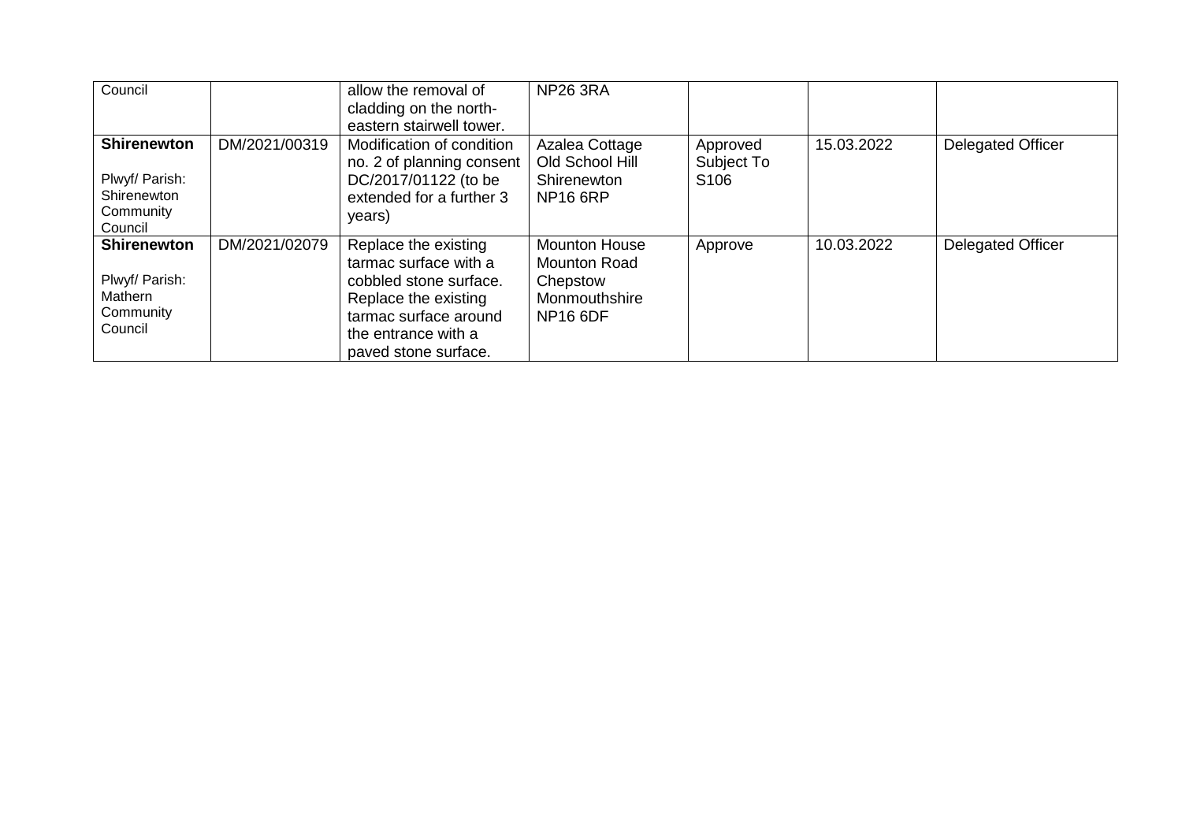| | | | | | | |
|---|---|---|---|---|---|---|
| Council | | allow the removal of cladding on the north-eastern stairwell tower. | NP26 3RA | | | |
| **Shirenewton**<br><br>Plwyf/ Parish: Shirenewton Community Council | DM/2021/00319 | Modification of condition no. 2 of planning consent DC/2017/01122 (to be extended for a further 3 years) | Azalea Cottage Old School Hill Shirenewton NP16 6RP | Approved Subject To S106 | 15.03.2022 | Delegated Officer |
| **Shirenewton**<br><br>Plwyf/ Parish: Mathern Community Council | DM/2021/02079 | Replace the existing tarmac surface with a cobbled stone surface. Replace the existing tarmac surface around the entrance with a paved stone surface. | Mounton House Mounton Road Chepstow Monmouthshire NP16 6DF | Approve | 10.03.2022 | Delegated Officer |